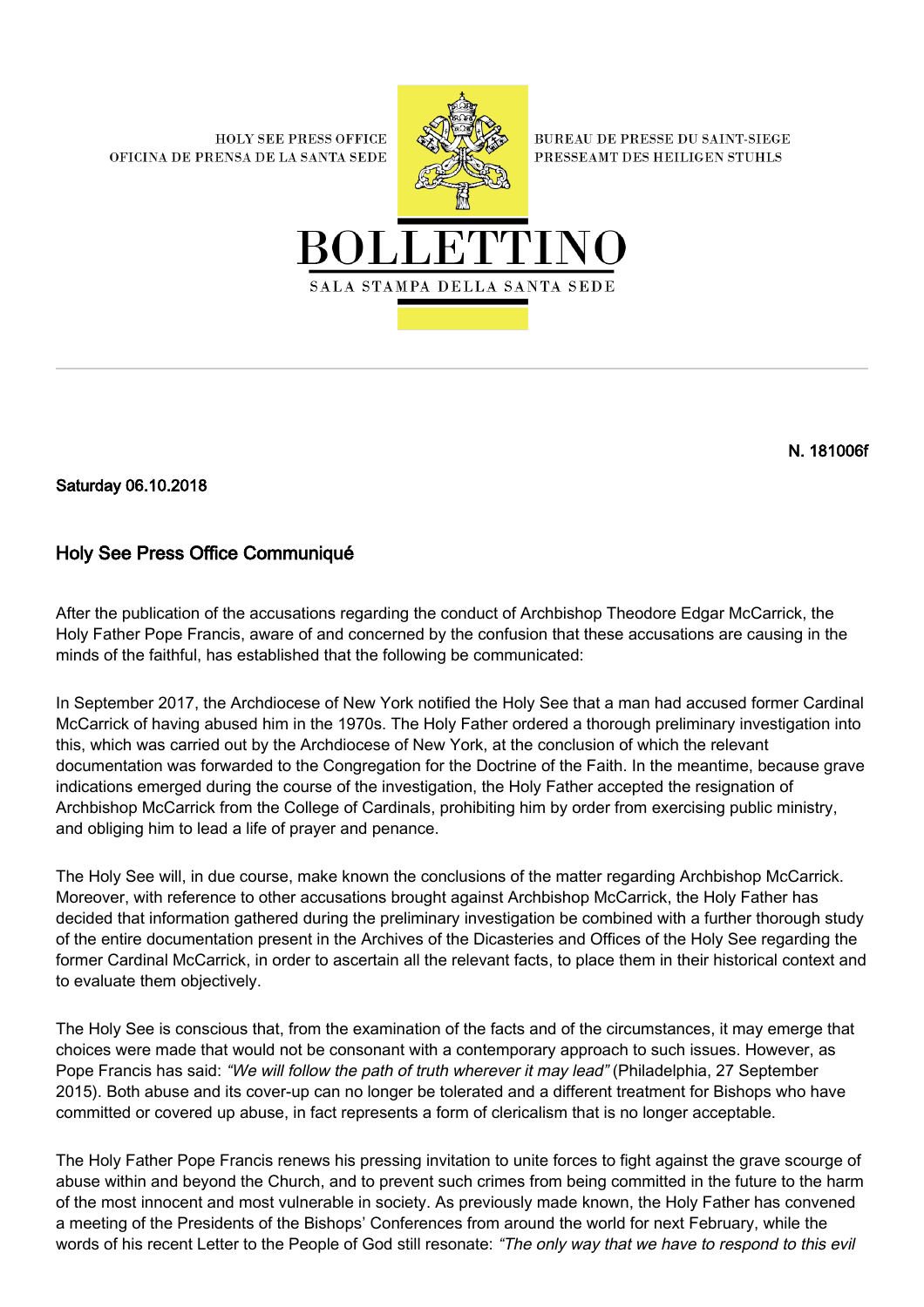HOLY SEE PRESS OFFICE
OFICINA DE PRENSA DE LA SANTA SEDE

BUREAU DE PRESSE DU SAINT-SIEGE
PRESSEAMT DES HEILIGEN STUHLS

# BOLLETTINO

SALA STAMPA DELLA SANTA SEDE

**N. 181006f**

**Saturday 06.10.2018**

## Holy See Press Office Communiqué

After the publication of the accusations regarding the conduct of Archbishop Theodore Edgar McCarrick, the Holy Father Pope Francis, aware of and concerned by the confusion that these accusations are causing in the minds of the faithful, has established that the following be communicated:

In September 2017, the Archdiocese of New York notified the Holy See that a man had accused former Cardinal McCarrick of having abused him in the 1970s. The Holy Father ordered a thorough preliminary investigation into this, which was carried out by the Archdiocese of New York, at the conclusion of which the relevant documentation was forwarded to the Congregation for the Doctrine of the Faith. In the meantime, because grave indications emerged during the course of the investigation, the Holy Father accepted the resignation of Archbishop McCarrick from the College of Cardinals, prohibiting him by order from exercising public ministry, and obliging him to lead a life of prayer and penance.

The Holy See will, in due course, make known the conclusions of the matter regarding Archbishop McCarrick. Moreover, with reference to other accusations brought against Archbishop McCarrick, the Holy Father has decided that information gathered during the preliminary investigation be combined with a further thorough study of the entire documentation present in the Archives of the Dicasteries and Offices of the Holy See regarding the former Cardinal McCarrick, in order to ascertain all the relevant facts, to place them in their historical context and to evaluate them objectively.

The Holy See is conscious that, from the examination of the facts and of the circumstances, it may emerge that choices were made that would not be consonant with a contemporary approach to such issues. However, as Pope Francis has said: *"We will follow the path of truth wherever it may lead"* (Philadelphia, 27 September 2015). Both abuse and its cover-up can no longer be tolerated and a different treatment for Bishops who have committed or covered up abuse, in fact represents a form of clericalism that is no longer acceptable.

The Holy Father Pope Francis renews his pressing invitation to unite forces to fight against the grave scourge of abuse within and beyond the Church, and to prevent such crimes from being committed in the future to the harm of the most innocent and most vulnerable in society. As previously made known, the Holy Father has convened a meeting of the Presidents of the Bishops' Conferences from around the world for next February, while the words of his recent Letter to the People of God still resonate: *"The only way that we have to respond to this evil*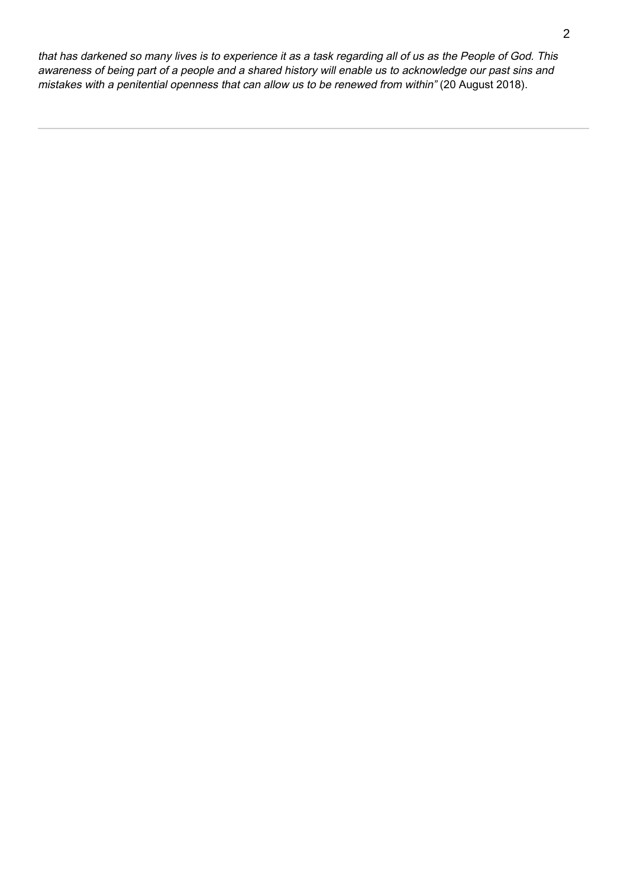*that has darkened so many lives is to experience it as a task regarding all of us as the People of God. This awareness of being part of a people and a shared history will enable us to acknowledge our past sins and mistakes with a penitential openness that can allow us to be renewed from within"* (20 August 2018).

---